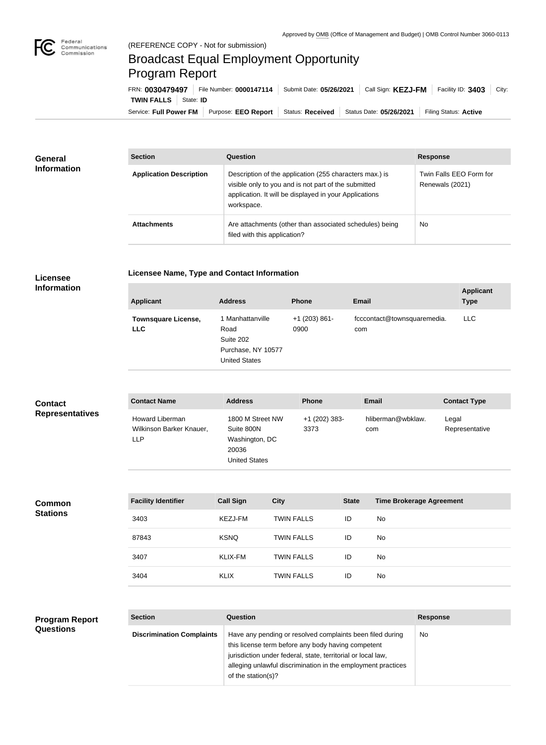Approved by OMB (Office of Management and Budget) | OMB Control Number 3060-0113

(REFERENCE COPY - Not for submission)

# Broadcast Equal Employment Opportunity Program Report

FRN: **0030479497** | File Number: **0000147114** | Submit Date: **05/26/2021** | Call Sign: **KEZJ-FM** | Facility ID: **3403** | City: **TWIN FALLS** | State: **ID**

Service: **Full Power FM** | Purpose: **EEO Report** | Status: **Received** | Status Date: **05/26/2021** | Filing Status: **Active**

## General Information

| Section | Question | Response |
| --- | --- | --- |
| **Application Description** | Description of the application (255 characters max.) is visible only to you and is not part of the submitted application. It will be displayed in your Applications workspace. | Twin Falls EEO Form for Renewals (2021) |
| **Attachments** | Are attachments (other than associated schedules) being filed with this application? | No |

## Licensee Information

### Licensee Name, Type and Contact Information

| Applicant | Address | Phone | Email | Applicant Type |
| --- | --- | --- | --- | --- |
| **Townsquare License, LLC** | 1 Manhattanville Road Suite 202 Purchase, NY 10577 United States | +1 (203) 861-0900 | fcccontact@townsquaremedia.com | LLC |

## Contact Representatives

| Contact Name | Address | Phone | Email | Contact Type |
| --- | --- | --- | --- | --- |
| Howard Liberman Wilkinson Barker Knauer, LLP | 1800 M Street NW Suite 800N Washington, DC 20036 United States | +1 (202) 383-3373 | hliberman@wbklaw.com | Legal Representative |

## Common Stations

| Facility Identifier | Call Sign | City | State | Time Brokerage Agreement |
| --- | --- | --- | --- | --- |
| 3403 | KEZJ-FM | TWIN FALLS | ID | No |
| 87843 | KSNQ | TWIN FALLS | ID | No |
| 3407 | KLIX-FM | TWIN FALLS | ID | No |
| 3404 | KLIX | TWIN FALLS | ID | No |

## Program Report Questions

| Section | Question | Response |
| --- | --- | --- |
| **Discrimination Complaints** | Have any pending or resolved complaints been filed during this license term before any body having competent jurisdiction under federal, state, territorial or local law, alleging unlawful discrimination in the employment practices of the station(s)? | No |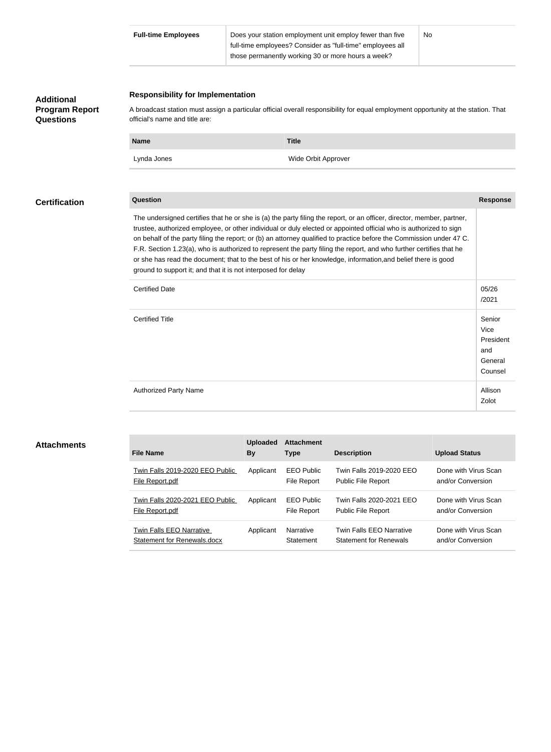| | | |
|---|---|---|
| **Full-time Employees** | Does your station employment unit employ fewer than five full-time employees? Consider as "full-time" employees all those permanently working 30 or more hours a week? | No |

## Additional Program Report Questions

**Responsibility for Implementation**

A broadcast station must assign a particular official overall responsibility for equal employment opportunity at the station. That official's name and title are:

| Name | Title |
|---|---|
| Lynda Jones | Wide Orbit Approver |

## Certification

| Question | Response |
|---|---|
| The undersigned certifies that he or she is (a) the party filing the report, or an officer, director, member, partner, trustee, authorized employee, or other individual or duly elected or appointed official who is authorized to sign on behalf of the party filing the report; or (b) an attorney qualified to practice before the Commission under 47 C.F.R. Section 1.23(a), who is authorized to represent the party filing the report, and who further certifies that he or she has read the document; that to the best of his or her knowledge, information,and belief there is good ground to support it; and that it is not interposed for delay | |
| Certified Date | 05/26/2021 |
| Certified Title | Senior Vice President and General Counsel |
| Authorized Party Name | Allison Zolot |

## Attachments

| File Name | Uploaded By | Attachment Type | Description | Upload Status |
|---|---|---|---|---|
| Twin Falls 2019-2020 EEO Public File Report.pdf | Applicant | EEO Public File Report | Twin Falls 2019-2020 EEO Public File Report | Done with Virus Scan and/or Conversion |
| Twin Falls 2020-2021 EEO Public File Report.pdf | Applicant | EEO Public File Report | Twin Falls 2020-2021 EEO Public File Report | Done with Virus Scan and/or Conversion |
| Twin Falls EEO Narrative Statement for Renewals.docx | Applicant | Narrative Statement | Twin Falls EEO Narrative Statement for Renewals | Done with Virus Scan and/or Conversion |